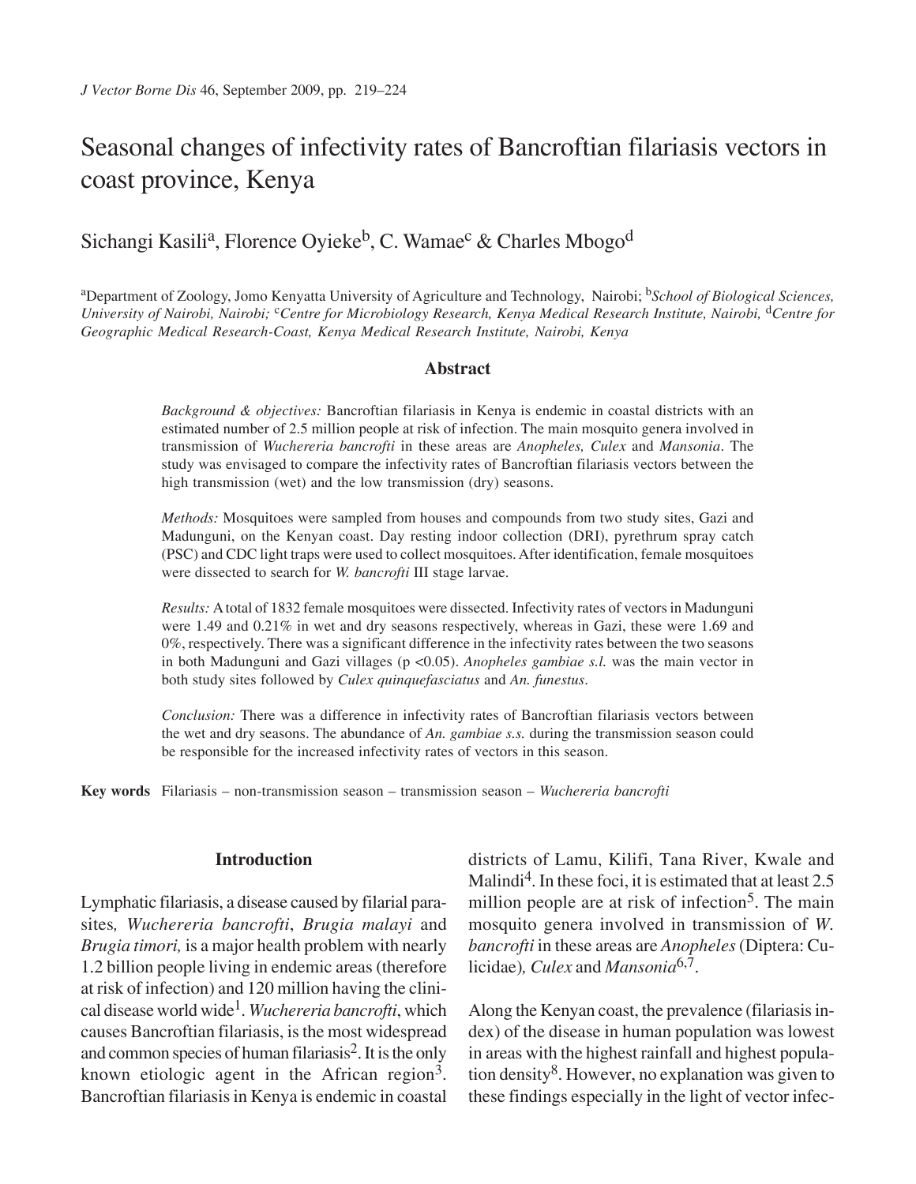# Seasonal changes of infectivity rates of Bancroftian filariasis vectors in coast province, Kenya

Sichangi Kasili[a], Florence Oyieke[b], C. Wamae[c] & Charles Mbogo[d]

[a]Department of Zoology, Jomo Kenyatta University of Agriculture and Technology, Nairobi; [b]*School of Biological Sciences, University of Nairobi, Nairobi;* [c]*Centre for Microbiology Research, Kenya Medical Research Institute, Nairobi,* [d]*Centre for Geographic Medical Research-Coast, Kenya Medical Research Institute, Nairobi, Kenya*

## Abstract

*Background & objectives:* Bancroftian filariasis in Kenya is endemic in coastal districts with an estimated number of 2.5 million people at risk of infection. The main mosquito genera involved in transmission of *Wuchereria bancrofti* in these areas are *Anopheles, Culex* and *Mansonia*. The study was envisaged to compare the infectivity rates of Bancroftian filariasis vectors between the high transmission (wet) and the low transmission (dry) seasons.

*Methods:* Mosquitoes were sampled from houses and compounds from two study sites, Gazi and Madunguni, on the Kenyan coast. Day resting indoor collection (DRI), pyrethrum spray catch (PSC) and CDC light traps were used to collect mosquitoes. After identification, female mosquitoes were dissected to search for *W. bancrofti* III stage larvae.

*Results:* A total of 1832 female mosquitoes were dissected. Infectivity rates of vectors in Madunguni were 1.49 and 0.21% in wet and dry seasons respectively, whereas in Gazi, these were 1.69 and 0%, respectively. There was a significant difference in the infectivity rates between the two seasons in both Madunguni and Gazi villages ($p < 0.05$). *Anopheles gambiae s.l.* was the main vector in both study sites followed by *Culex quinquefasciatus* and *An. funestus*.

*Conclusion:* There was a difference in infectivity rates of Bancroftian filariasis vectors between the wet and dry seasons. The abundance of *An. gambiae s.s.* during the transmission season could be responsible for the increased infectivity rates of vectors in this season.

**Key words** Filariasis – non-transmission season – transmission season – *Wuchereria bancrofti*

## Introduction

Lymphatic filariasis, a disease caused by filarial parasites, *Wuchereria bancrofti*, *Brugia malayi* and *Brugia timori,* is a major health problem with nearly 1.2 billion people living in endemic areas (therefore at risk of infection) and 120 million having the clinical disease world wide[1]. *Wuchereria bancrofti*, which causes Bancroftian filariasis, is the most widespread and common species of human filariasis[2]. It is the only known etiologic agent in the African region[3]. Bancroftian filariasis in Kenya is endemic in coastal districts of Lamu, Kilifi, Tana River, Kwale and Malindi[4]. In these foci, it is estimated that at least 2.5 million people are at risk of infection[5]. The main mosquito genera involved in transmission of *W. bancrofti* in these areas are *Anopheles* (Diptera: Culicidae)*, Culex* and *Mansonia*[6,7].

Along the Kenyan coast, the prevalence (filariasis index) of the disease in human population was lowest in areas with the highest rainfall and highest population density[8]. However, no explanation was given to these findings especially in the light of vector infec-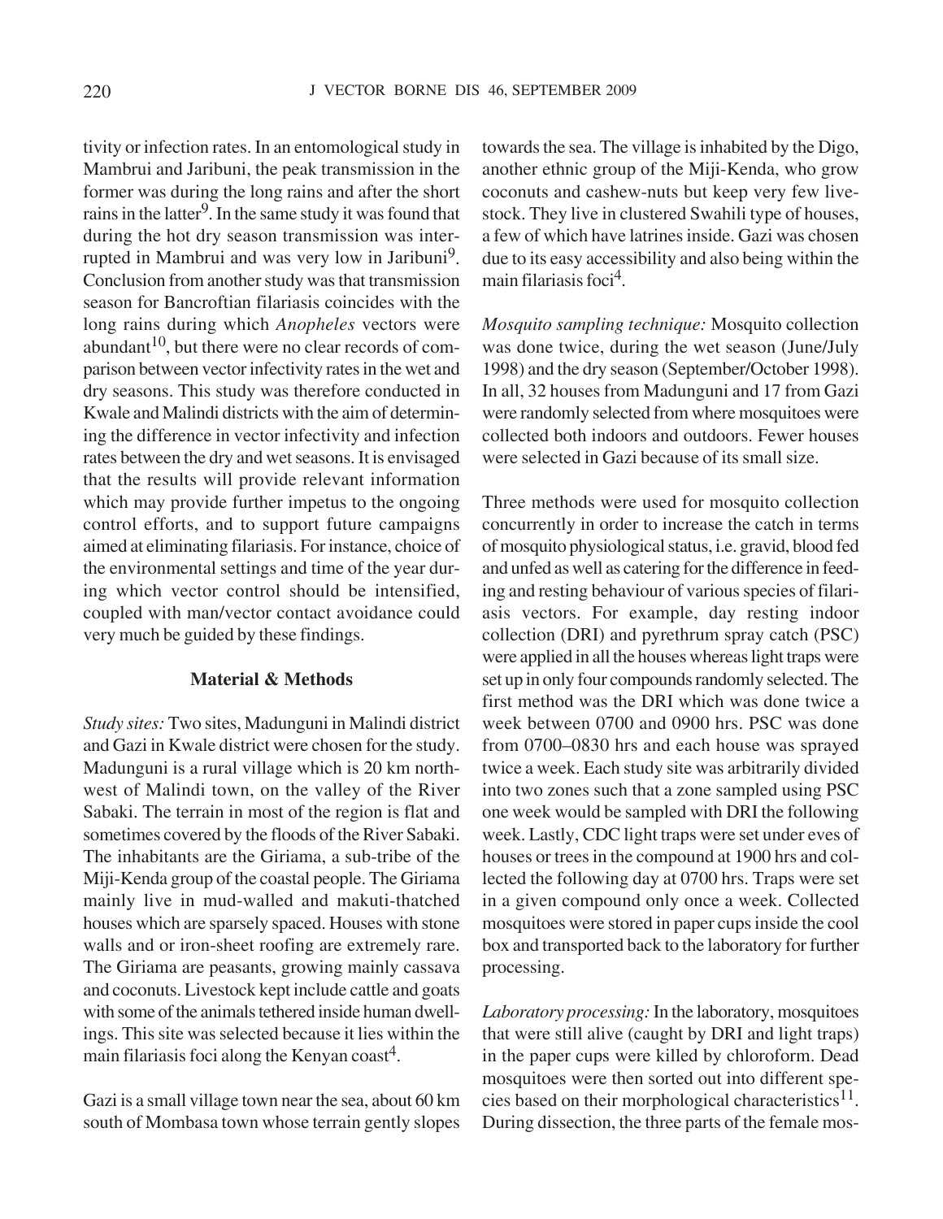tivity or infection rates. In an entomological study in Mambrui and Jaribuni, the peak transmission in the former was during the long rains and after the short rains in the latter[9]. In the same study it was found that during the hot dry season transmission was interrupted in Mambrui and was very low in Jaribuni[9]. Conclusion from another study was that transmission season for Bancroftian filariasis coincides with the long rains during which *Anopheles* vectors were abundant[10], but there were no clear records of comparison between vector infectivity rates in the wet and dry seasons. This study was therefore conducted in Kwale and Malindi districts with the aim of determining the difference in vector infectivity and infection rates between the dry and wet seasons. It is envisaged that the results will provide relevant information which may provide further impetus to the ongoing control efforts, and to support future campaigns aimed at eliminating filariasis. For instance, choice of the environmental settings and time of the year during which vector control should be intensified, coupled with man/vector contact avoidance could very much be guided by these findings.

## Material & Methods

*Study sites:* Two sites, Madunguni in Malindi district and Gazi in Kwale district were chosen for the study. Madunguni is a rural village which is 20 km northwest of Malindi town, on the valley of the River Sabaki. The terrain in most of the region is flat and sometimes covered by the floods of the River Sabaki. The inhabitants are the Giriama, a sub-tribe of the Miji-Kenda group of the coastal people. The Giriama mainly live in mud-walled and makuti-thatched houses which are sparsely spaced. Houses with stone walls and or iron-sheet roofing are extremely rare. The Giriama are peasants, growing mainly cassava and coconuts. Livestock kept include cattle and goats with some of the animals tethered inside human dwellings. This site was selected because it lies within the main filariasis foci along the Kenyan coast[4].

Gazi is a small village town near the sea, about 60 km south of Mombasa town whose terrain gently slopes towards the sea. The village is inhabited by the Digo, another ethnic group of the Miji-Kenda, who grow coconuts and cashew-nuts but keep very few livestock. They live in clustered Swahili type of houses, a few of which have latrines inside. Gazi was chosen due to its easy accessibility and also being within the main filariasis foci[4].

*Mosquito sampling technique:* Mosquito collection was done twice, during the wet season (June/July 1998) and the dry season (September/October 1998). In all, 32 houses from Madunguni and 17 from Gazi were randomly selected from where mosquitoes were collected both indoors and outdoors. Fewer houses were selected in Gazi because of its small size.

Three methods were used for mosquito collection concurrently in order to increase the catch in terms of mosquito physiological status, i.e. gravid, blood fed and unfed as well as catering for the difference in feeding and resting behaviour of various species of filariasis vectors. For example, day resting indoor collection (DRI) and pyrethrum spray catch (PSC) were applied in all the houses whereas light traps were set up in only four compounds randomly selected. The first method was the DRI which was done twice a week between 0700 and 0900 hrs. PSC was done from 0700–0830 hrs and each house was sprayed twice a week. Each study site was arbitrarily divided into two zones such that a zone sampled using PSC one week would be sampled with DRI the following week. Lastly, CDC light traps were set under eves of houses or trees in the compound at 1900 hrs and collected the following day at 0700 hrs. Traps were set in a given compound only once a week. Collected mosquitoes were stored in paper cups inside the cool box and transported back to the laboratory for further processing.

*Laboratory processing:* In the laboratory, mosquitoes that were still alive (caught by DRI and light traps) in the paper cups were killed by chloroform. Dead mosquitoes were then sorted out into different species based on their morphological characteristics[11]. During dissection, the three parts of the female mos-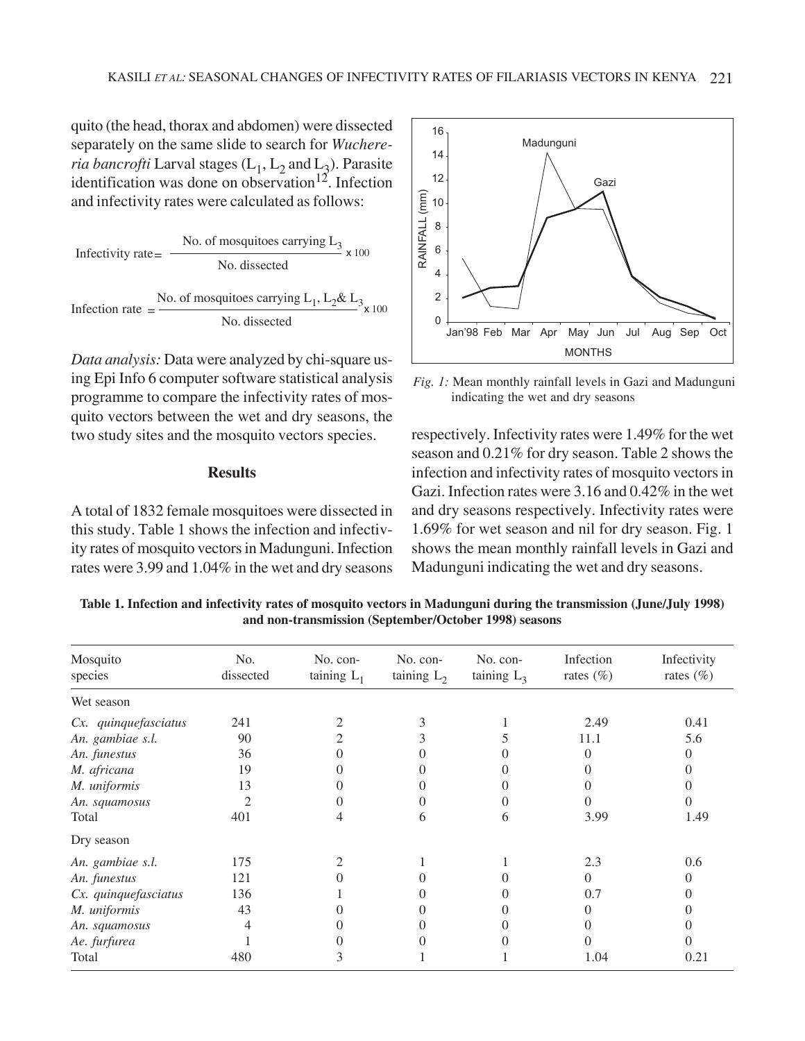quito (the head, thorax and abdomen) were dissected separately on the same slide to search for *Wuchereria bancrofti* Larval stages ($L_1$, $L_2$ and $L_3$). Parasite identification was done on observation[12]. Infection and infectivity rates were calculated as follows:

$$\text{Infectivity rate} = \frac{\text{No. of mosquitoes carrying } L_3}{\text{No. dissected}} \times 100$$

$$\text{Infection rate} = \frac{\text{No. of mosquitoes carrying } L_1, L_2 \& L_3}{\text{No. dissected}} \times 100$$

*Data analysis:* Data were analyzed by chi-square using Epi Info 6 computer software statistical analysis programme to compare the infectivity rates of mosquito vectors between the wet and dry seasons, the two study sites and the mosquito vectors species.

## Results

A total of 1832 female mosquitoes were dissected in this study. Table 1 shows the infection and infectivity rates of mosquito vectors in Madunguni. Infection rates were 3.99 and 1.04% in the wet and dry seasons respectively. Infectivity rates were 1.49% for the wet season and 0.21% for dry season. Table 2 shows the infection and infectivity rates of mosquito vectors in Gazi. Infection rates were 3.16 and 0.42% in the wet and dry seasons respectively. Infectivity rates were 1.69% for wet season and nil for dry season. Fig. 1 shows the mean monthly rainfall levels in Gazi and Madunguni indicating the wet and dry seasons.

*Fig. 1:* Mean monthly rainfall levels in Gazi and Madunguni indicating the wet and dry seasons

**Table 1. Infection and infectivity rates of mosquito vectors in Madunguni during the transmission (June/July 1998) and non-transmission (September/October 1998) seasons**

| Mosquito species | No. dissected | No. containing $L_1$ | No. containing $L_2$ | No. containing $L_3$ | Infection rates (%) | Infectivity rates (%) |
|---|---|---|---|---|---|---|
| Wet season | | | | | | |
| *Cx. quinquefasciatus* | 241 | 2 | 3 | 1 | 2.49 | 0.41 |
| *An. gambiae s.l.* | 90 | 2 | 3 | 5 | 11.1 | 5.6 |
| *An. funestus* | 36 | 0 | 0 | 0 | 0 | 0 |
| *M. africana* | 19 | 0 | 0 | 0 | 0 | 0 |
| *M. uniformis* | 13 | 0 | 0 | 0 | 0 | 0 |
| *An. squamosus* | 2 | 0 | 0 | 0 | 0 | 0 |
| Total | 401 | 4 | 6 | 6 | 3.99 | 1.49 |
| Dry season | | | | | | |
| *An. gambiae s.l.* | 175 | 2 | 1 | 1 | 2.3 | 0.6 |
| *An. funestus* | 121 | 0 | 0 | 0 | 0 | 0 |
| *Cx. quinquefasciatus* | 136 | 1 | 0 | 0 | 0.7 | 0 |
| *M. uniformis* | 43 | 0 | 0 | 0 | 0 | 0 |
| *An. squamosus* | 4 | 0 | 0 | 0 | 0 | 0 |
| *Ae. furfurea* | 1 | 0 | 0 | 0 | 0 | 0 |
| Total | 480 | 3 | 1 | 1 | 1.04 | 0.21 |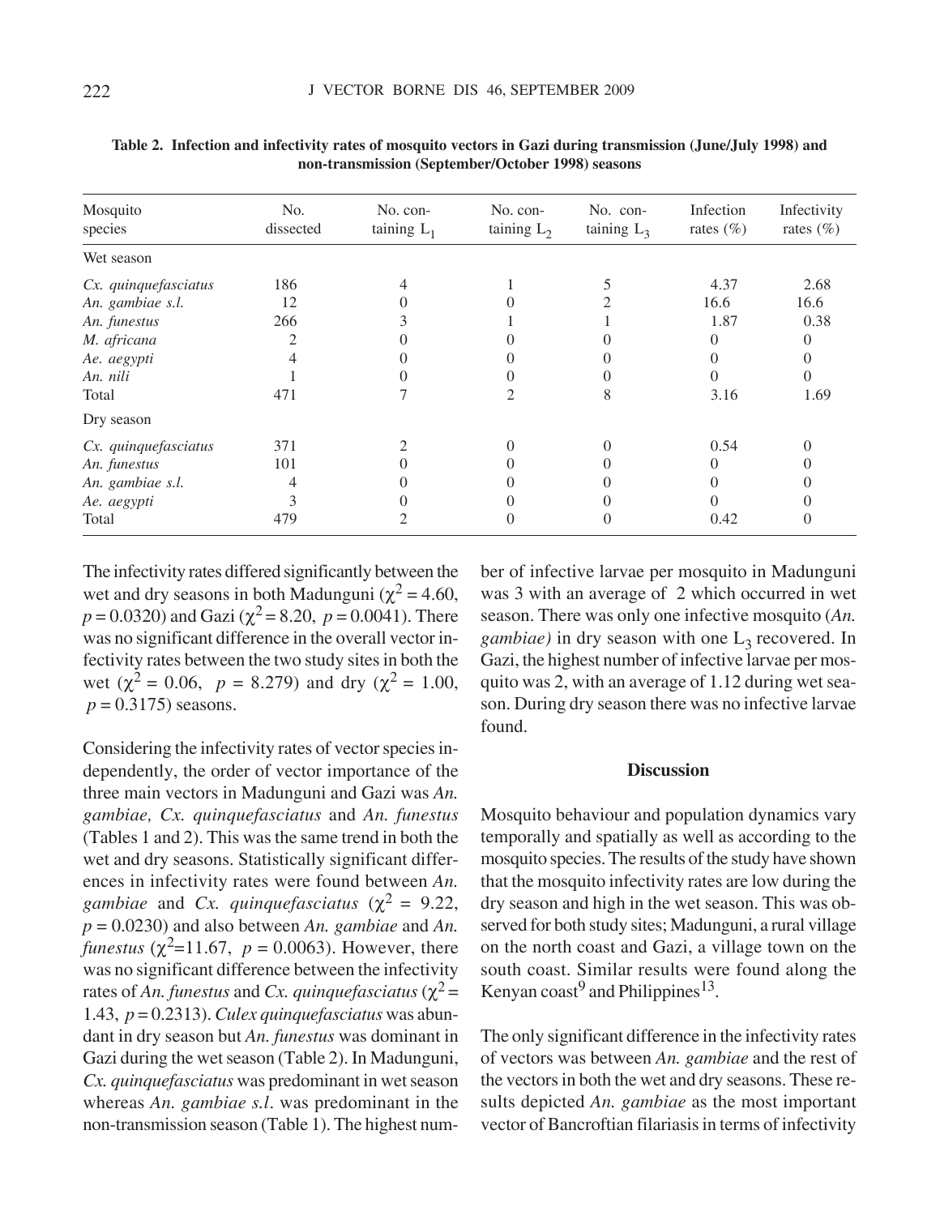**Table 2. Infection and infectivity rates of mosquito vectors in Gazi during transmission (June/July 1998) and non-transmission (September/October 1998) seasons**

| Mosquito species | No. dissected | No. containing $L_1$ | No. containing $L_2$ | No. containing $L_3$ | Infection rates (%) | Infectivity rates (%) |
|---|---|---|---|---|---|---|
| Wet season | | | | | | |
| *Cx. quinquefasciatus* | 186 | 4 | 1 | 5 | 4.37 | 2.68 |
| *An. gambiae s.l.* | 12 | 0 | 0 | 2 | 16.6 | 16.6 |
| *An. funestus* | 266 | 3 | 1 | 1 | 1.87 | 0.38 |
| *M. africana* | 2 | 0 | 0 | 0 | 0 | 0 |
| *Ae. aegypti* | 4 | 0 | 0 | 0 | 0 | 0 |
| *An. nili* | 1 | 0 | 0 | 0 | 0 | 0 |
| Total | 471 | 7 | 2 | 8 | 3.16 | 1.69 |
| Dry season | | | | | | |
| *Cx. quinquefasciatus* | 371 | 2 | 0 | 0 | 0.54 | 0 |
| *An. funestus* | 101 | 0 | 0 | 0 | 0 | 0 |
| *An. gambiae s.l.* | 4 | 0 | 0 | 0 | 0 | 0 |
| *Ae. aegypti* | 3 | 0 | 0 | 0 | 0 | 0 |
| Total | 479 | 2 | 0 | 0 | 0.42 | 0 |

The infectivity rates differed significantly between the wet and dry seasons in both Madunguni ($\chi^2 = 4.60$, $p = 0.0320$) and Gazi ($\chi^2 = 8.20$, $p = 0.0041$). There was no significant difference in the overall vector infectivity rates between the two study sites in both the wet ($\chi^2 = 0.06$, $p = 8.279$) and dry ($\chi^2 = 1.00$, $p = 0.3175$) seasons.

Considering the infectivity rates of vector species independently, the order of vector importance of the three main vectors in Madunguni and Gazi was *An. gambiae, Cx. quinquefasciatus* and *An. funestus* (Tables 1 and 2). This was the same trend in both the wet and dry seasons. Statistically significant differences in infectivity rates were found between *An. gambiae* and *Cx. quinquefasciatus* ($\chi^2 = 9.22$, $p = 0.0230$) and also between *An. gambiae* and *An. funestus* ($\chi^2 = 11.67$, $p = 0.0063$). However, there was no significant difference between the infectivity rates of *An. funestus* and *Cx. quinquefasciatus* ($\chi^2 = 1.43$, $p = 0.2313$). *Culex quinquefasciatus* was abundant in dry season but *An. funestus* was dominant in Gazi during the wet season (Table 2). In Madunguni, *Cx. quinquefasciatus* was predominant in wet season whereas *An. gambiae s.l.* was predominant in the non-transmission season (Table 1). The highest number of infective larvae per mosquito in Madunguni was 3 with an average of 2 which occurred in wet season. There was only one infective mosquito (*An. gambiae)* in dry season with one $L_3$ recovered. In Gazi, the highest number of infective larvae per mosquito was 2, with an average of 1.12 during wet season. During dry season there was no infective larvae found.

## Discussion

Mosquito behaviour and population dynamics vary temporally and spatially as well as according to the mosquito species. The results of the study have shown that the mosquito infectivity rates are low during the dry season and high in the wet season. This was observed for both study sites; Madunguni, a rural village on the north coast and Gazi, a village town on the south coast. Similar results were found along the Kenyan coast[9] and Philippines[13].

The only significant difference in the infectivity rates of vectors was between *An. gambiae* and the rest of the vectors in both the wet and dry seasons. These results depicted *An. gambiae* as the most important vector of Bancroftian filariasis in terms of infectivity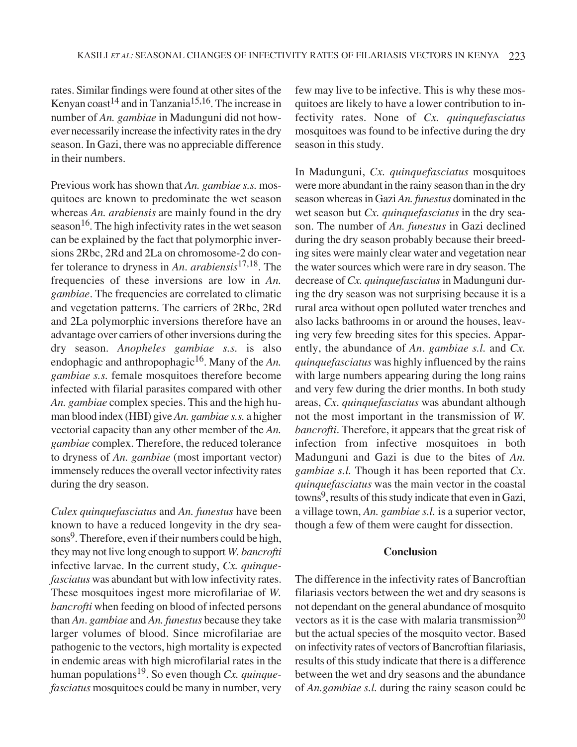rates. Similar findings were found at other sites of the Kenyan coast[14] and in Tanzania[15,16]. The increase in number of *An. gambiae* in Madunguni did not however necessarily increase the infectivity rates in the dry season. In Gazi, there was no appreciable difference in their numbers.

Previous work has shown that *An. gambiae s.s.* mosquitoes are known to predominate the wet season whereas *An. arabiensis* are mainly found in the dry season[16]. The high infectivity rates in the wet season can be explained by the fact that polymorphic inversions 2Rbc, 2Rd and 2La on chromosome-2 do confer tolerance to dryness in *An. arabiensis*[17,18]. The frequencies of these inversions are low in *An. gambiae*. The frequencies are correlated to climatic and vegetation patterns. The carriers of 2Rbc, 2Rd and 2La polymorphic inversions therefore have an advantage over carriers of other inversions during the dry season. *Anopheles gambiae s.s.* is also endophagic and anthropophagic[16]. Many of the *An. gambiae s.s.* female mosquitoes therefore become infected with filarial parasites compared with other *An. gambiae* complex species. This and the high human blood index (HBI) give *An. gambiae s.s.* a higher vectorial capacity than any other member of the *An. gambiae* complex. Therefore, the reduced tolerance to dryness of *An. gambiae* (most important vector) immensely reduces the overall vector infectivity rates during the dry season.

*Culex quinquefasciatus* and *An. funestus* have been known to have a reduced longevity in the dry seasons[9]. Therefore, even if their numbers could be high, they may not live long enough to support *W. bancrofti* infective larvae. In the current study, *Cx. quinquefasciatus* was abundant but with low infectivity rates. These mosquitoes ingest more microfilariae of *W. bancrofti* when feeding on blood of infected persons than *An. gambiae* and *An. funestus* because they take larger volumes of blood. Since microfilariae are pathogenic to the vectors, high mortality is expected in endemic areas with high microfilarial rates in the human populations[19]. So even though *Cx. quinquefasciatus* mosquitoes could be many in number, very few may live to be infective. This is why these mosquitoes are likely to have a lower contribution to infectivity rates. None of *Cx. quinquefasciatus* mosquitoes was found to be infective during the dry season in this study.

In Madunguni, *Cx. quinquefasciatus* mosquitoes were more abundant in the rainy season than in the dry season whereas in Gazi *An. funestus* dominated in the wet season but *Cx. quinquefasciatus* in the dry season. The number of *An. funestus* in Gazi declined during the dry season probably because their breeding sites were mainly clear water and vegetation near the water sources which were rare in dry season. The decrease of *Cx. quinquefasciatus* in Madunguni during the dry season was not surprising because it is a rural area without open polluted water trenches and also lacks bathrooms in or around the houses, leaving very few breeding sites for this species. Apparently, the abundance of *An. gambiae s.l.* and *Cx. quinquefasciatus* was highly influenced by the rains with large numbers appearing during the long rains and very few during the drier months. In both study areas, *Cx. quinquefasciatus* was abundant although not the most important in the transmission of *W. bancrofti*. Therefore, it appears that the great risk of infection from infective mosquitoes in both Madunguni and Gazi is due to the bites of *An. gambiae s.l.* Though it has been reported that *Cx. quinquefasciatus* was the main vector in the coastal towns[9], results of this study indicate that even in Gazi, a village town, *An. gambiae s.l.* is a superior vector, though a few of them were caught for dissection.

## Conclusion

The difference in the infectivity rates of Bancroftian filariasis vectors between the wet and dry seasons is not dependant on the general abundance of mosquito vectors as it is the case with malaria transmission[20] but the actual species of the mosquito vector. Based on infectivity rates of vectors of Bancroftian filariasis, results of this study indicate that there is a difference between the wet and dry seasons and the abundance of *An.gambiae s.l.* during the rainy season could be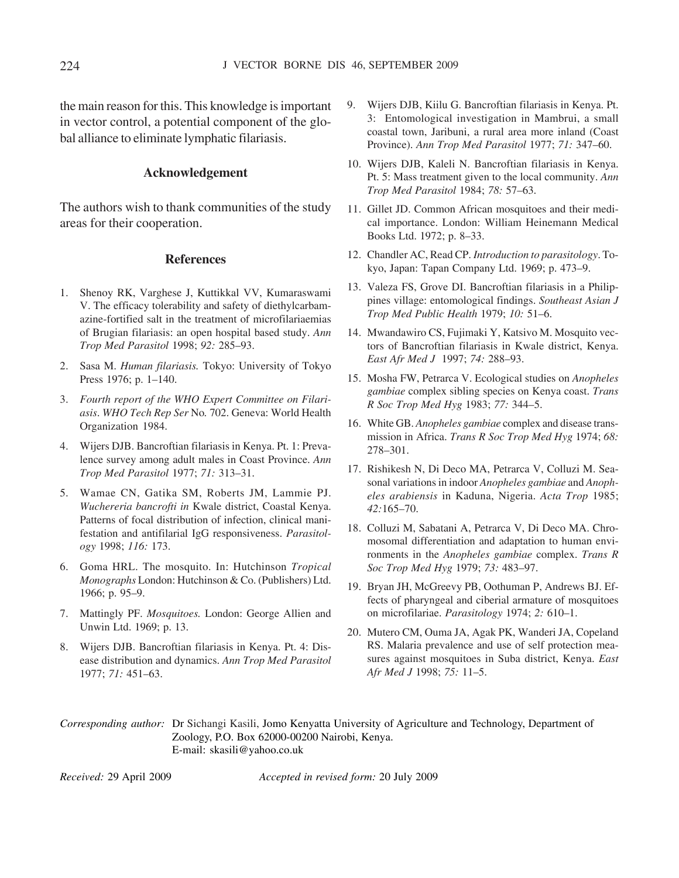the main reason for this. This knowledge is important in vector control, a potential component of the global alliance to eliminate lymphatic filariasis.

## Acknowledgement

The authors wish to thank communities of the study areas for their cooperation.

## References

1. Shenoy RK, Varghese J, Kuttikkal VV, Kumaraswami V. The efficacy tolerability and safety of diethylcarbamazine-fortified salt in the treatment of microfilariaemias of Brugian filariasis: an open hospital based study. *Ann Trop Med Parasitol* 1998; *92:* 285–93.
2. Sasa M. *Human filariasis.* Tokyo: University of Tokyo Press 1976; p. 1–140.
3. *Fourth report of the WHO Expert Committee on Filariasis*. *WHO Tech Rep Ser* No. 702. Geneva: World Health Organization 1984.
4. Wijers DJB. Bancroftian filariasis in Kenya. Pt. 1: Prevalence survey among adult males in Coast Province. *Ann Trop Med Parasitol* 1977; *71:* 313–31.
5. Wamae CN, Gatika SM, Roberts JM, Lammie PJ. *Wuchereria bancrofti in* Kwale district, Coastal Kenya. Patterns of focal distribution of infection, clinical manifestation and antifilarial IgG responsiveness. *Parasitology* 1998; *116:* 173.
6. Goma HRL. The mosquito. In: Hutchinson *Tropical Monographs* London: Hutchinson & Co. (Publishers) Ltd. 1966; p. 95–9.
7. Mattingly PF. *Mosquitoes.* London: George Allien and Unwin Ltd. 1969; p. 13.
8. Wijers DJB. Bancroftian filariasis in Kenya. Pt. 4: Disease distribution and dynamics. *Ann Trop Med Parasitol* 1977; *71:* 451–63.
9. Wijers DJB, Kiilu G. Bancroftian filariasis in Kenya. Pt. 3: Entomological investigation in Mambrui, a small coastal town, Jaribuni, a rural area more inland (Coast Province). *Ann Trop Med Parasitol* 1977; *71:* 347–60.
10. Wijers DJB, Kaleli N. Bancroftian filariasis in Kenya. Pt. 5: Mass treatment given to the local community. *Ann Trop Med Parasitol* 1984; *78:* 57–63.
11. Gillet JD. Common African mosquitoes and their medical importance. London: William Heinemann Medical Books Ltd. 1972; p. 8–33.
12. Chandler AC, Read CP. *Introduction to parasitology*. Tokyo, Japan: Tapan Company Ltd. 1969; p. 473–9.
13. Valeza FS, Grove DI. Bancroftian filariasis in a Philippines village: entomological findings. *Southeast Asian J Trop Med Public Health* 1979; *10:* 51–6.
14. Mwandawiro CS, Fujimaki Y, Katsivo M. Mosquito vectors of Bancroftian filariasis in Kwale district, Kenya. *East Afr Med J* 1997; *74:* 288–93.
15. Mosha FW, Petrarca V. Ecological studies on *Anopheles gambiae* complex sibling species on Kenya coast. *Trans R Soc Trop Med Hyg* 1983; *77:* 344–5.
16. White GB. *Anopheles gambiae* complex and disease transmission in Africa. *Trans R Soc Trop Med Hyg* 1974; *68:* 278–301.
17. Rishikesh N, Di Deco MA, Petrarca V, Colluzi M. Seasonal variations in indoor *Anopheles gambiae* and *Anopheles arabiensis* in Kaduna, Nigeria. *Acta Trop* 1985; *42:*165–70.
18. Colluzi M, Sabatani A, Petrarca V, Di Deco MA. Chromosomal differentiation and adaptation to human environments in the *Anopheles gambiae* complex. *Trans R Soc Trop Med Hyg* 1979; *73:* 483–97.
19. Bryan JH, McGreevy PB, Oothuman P, Andrews BJ. Effects of pharyngeal and ciberial armature of mosquitoes on microfilariae. *Parasitology* 1974; *2:* 610–1.
20. Mutero CM, Ouma JA, Agak PK, Wanderi JA, Copeland RS. Malaria prevalence and use of self protection measures against mosquitoes in Suba district, Kenya. *East Afr Med J* 1998; *75:* 11–5.

*Corresponding author:* Dr Sichangi Kasili, Jomo Kenyatta University of Agriculture and Technology, Department of Zoology, P.O. Box 62000-00200 Nairobi, Kenya.
E-mail: skasili@yahoo.co.uk

*Received:* 29 April 2009 *Accepted in revised form:* 20 July 2009